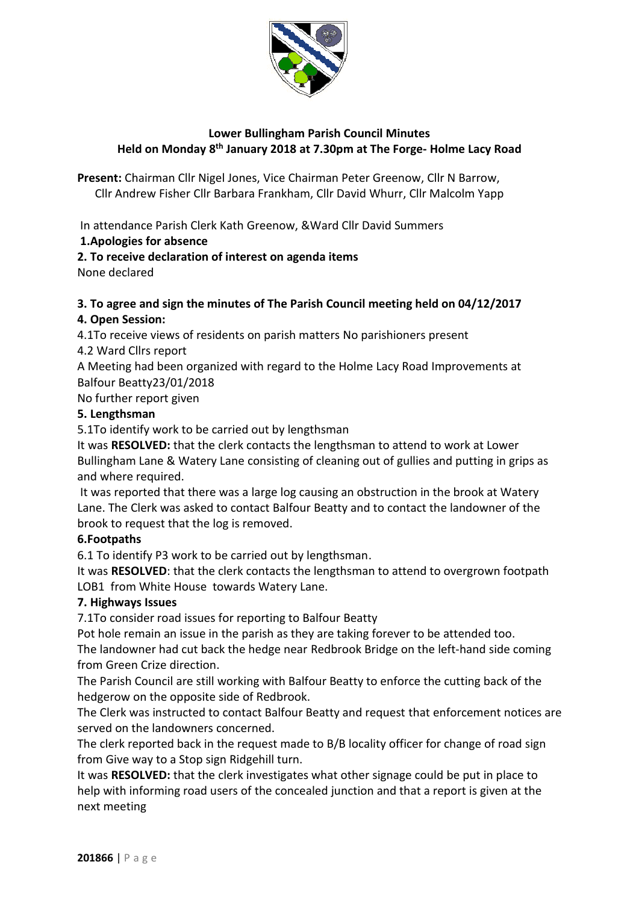**Lower Bullingham Parish Council Minutes**
**Held on Monday 8th January 2018 at 7.30pm at The Forge- Holme Lacy Road**

**Present:** Chairman Cllr Nigel Jones, Vice Chairman Peter Greenow, Cllr N Barrow, Cllr Andrew Fisher Cllr Barbara Frankham, Cllr David Whurr, Cllr Malcolm Yapp

In attendance Parish Clerk Kath Greenow, &Ward Cllr David Summers

**1.Apologies for absence**

**2. To receive declaration of interest on agenda items**

None declared

**3. To agree and sign the minutes of The Parish Council meeting held on 04/12/2017**

**4. Open Session:**

4.1To receive views of residents on parish matters No parishioners present

4.2 Ward Cllrs report

A Meeting had been organized with regard to the Holme Lacy Road Improvements at Balfour Beatty23/01/2018

No further report given

**5. Lengthsman**

5.1To identify work to be carried out by lengthsman

It was **RESOLVED:** that the clerk contacts the lengthsman to attend to work at Lower Bullingham Lane & Watery Lane consisting of cleaning out of gullies and putting in grips as and where required.

It was reported that there was a large log causing an obstruction in the brook at Watery Lane. The Clerk was asked to contact Balfour Beatty and to contact the landowner of the brook to request that the log is removed.

**6.Footpaths**

6.1 To identify P3 work to be carried out by lengthsman.

It was **RESOLVED**: that the clerk contacts the lengthsman to attend to overgrown footpath LOB1 from White House towards Watery Lane.

**7. Highways Issues**

7.1To consider road issues for reporting to Balfour Beatty

Pot hole remain an issue in the parish as they are taking forever to be attended too.

The landowner had cut back the hedge near Redbrook Bridge on the left-hand side coming from Green Crize direction.

The Parish Council are still working with Balfour Beatty to enforce the cutting back of the hedgerow on the opposite side of Redbrook.

The Clerk was instructed to contact Balfour Beatty and request that enforcement notices are served on the landowners concerned.

The clerk reported back in the request made to B/B locality officer for change of road sign from Give way to a Stop sign Ridgehill turn.

It was **RESOLVED:** that the clerk investigates what other signage could be put in place to help with informing road users of the concealed junction and that a report is given at the next meeting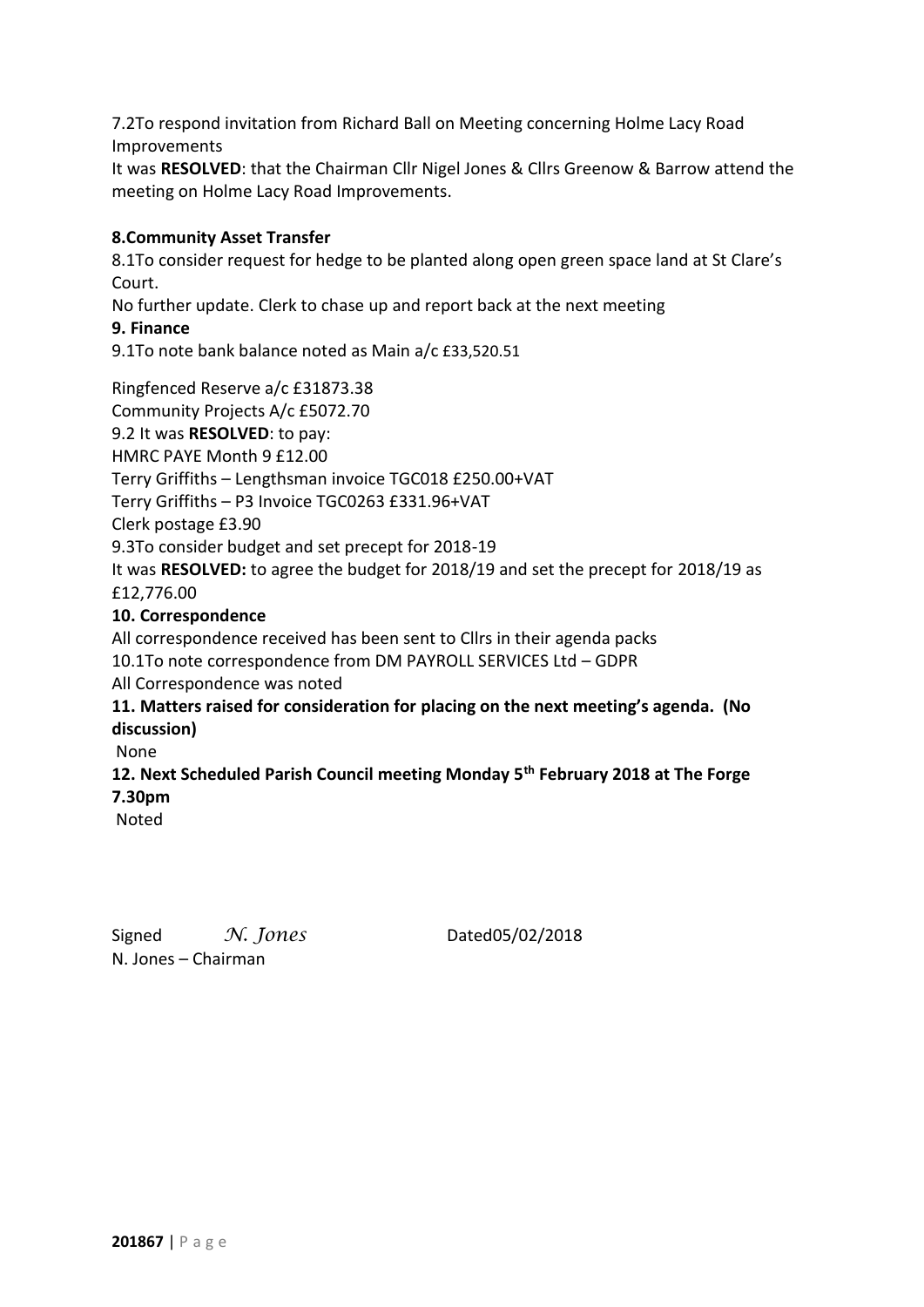7.2To respond invitation from Richard Ball on Meeting concerning Holme Lacy Road Improvements

It was **RESOLVED**: that the Chairman Cllr Nigel Jones & Cllrs Greenow & Barrow attend the meeting on Holme Lacy Road Improvements.

**8.Community Asset Transfer**

8.1To consider request for hedge to be planted along open green space land at St Clare's Court.

No further update. Clerk to chase up and report back at the next meeting

**9. Finance**

9.1To note bank balance noted as Main a/c £33,520.51

Ringfenced Reserve a/c £31873.38

Community Projects A/c £5072.70

9.2 It was **RESOLVED**: to pay:

HMRC PAYE Month 9 £12.00

Terry Griffiths – Lengthsman invoice TGC018 £250.00+VAT

Terry Griffiths – P3 Invoice TGC0263 £331.96+VAT

Clerk postage £3.90

9.3To consider budget and set precept for 2018-19

It was **RESOLVED:** to agree the budget for 2018/19 and set the precept for 2018/19 as £12,776.00

**10. Correspondence**

All correspondence received has been sent to Cllrs in their agenda packs

10.1To note correspondence from DM PAYROLL SERVICES Ltd – GDPR

All Correspondence was noted

**11. Matters raised for consideration for placing on the next meeting's agenda. (No discussion)**

None

**12. Next Scheduled Parish Council meeting Monday 5th February 2018 at The Forge 7.30pm**

Noted

Signed *N. Jones* Dated05/02/2018

N. Jones – Chairman